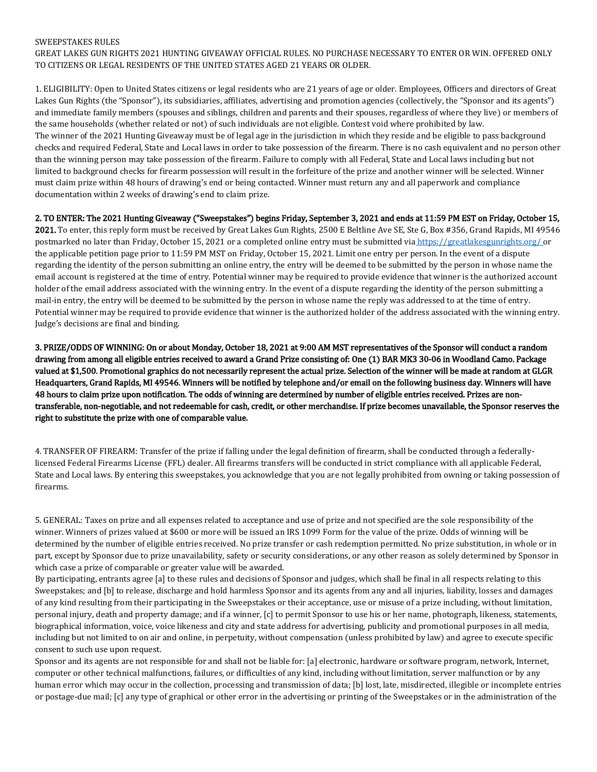SWEEPSTAKES RULES

GREAT LAKES GUN RIGHTS 2021 HUNTING GIVEAWAY OFFICIAL RULES. NO PURCHASE NECESSARY TO ENTER OR WIN. OFFERED ONLY TO CITIZENS OR LEGAL RESIDENTS OF THE UNITED STATES AGED 21 YEARS OR OLDER.

1. ELIGIBILITY: Open to United States citizens or legal residents who are 21 years of age or older. Employees, Officers and directors of Great Lakes Gun Rights (the "Sponsor"), its subsidiaries, affiliates, advertising and promotion agencies (collectively, the "Sponsor and its agents") and immediate family members (spouses and siblings, children and parents and their spouses, regardless of where they live) or members of the same households (whether related or not) of such individuals are not eligible. Contest void where prohibited by law.
The winner of the 2021 Hunting Giveaway must be of legal age in the jurisdiction in which they reside and be eligible to pass background checks and required Federal, State and Local laws in order to take possession of the firearm. There is no cash equivalent and no person other than the winning person may take possession of the firearm. Failure to comply with all Federal, State and Local laws including but not limited to background checks for firearm possession will result in the forfeiture of the prize and another winner will be selected. Winner must claim prize within 48 hours of drawing's end or being contacted. Winner must return any and all paperwork and compliance documentation within 2 weeks of drawing's end to claim prize.

**2. TO ENTER: The 2021 Hunting Giveaway ("Sweepstakes") begins Friday, September 3, 2021 and ends at 11:59 PM EST on Friday, October 15, 2021.** To enter, this reply form must be received by Great Lakes Gun Rights, 2500 E Beltline Ave SE, Ste G, Box #356, Grand Rapids, MI 49546 postmarked no later than Friday, October 15, 2021 or a completed online entry must be submitted via https://greatlakesgunrights.org/ or the applicable petition page prior to 11:59 PM MST on Friday, October 15, 2021. Limit one entry per person. In the event of a dispute regarding the identity of the person submitting an online entry, the entry will be deemed to be submitted by the person in whose name the email account is registered at the time of entry. Potential winner may be required to provide evidence that winner is the authorized account holder of the email address associated with the winning entry. In the event of a dispute regarding the identity of the person submitting a mail-in entry, the entry will be deemed to be submitted by the person in whose name the reply was addressed to at the time of entry. Potential winner may be required to provide evidence that winner is the authorized holder of the address associated with the winning entry. Judge's decisions are final and binding.

**3. PRIZE/ODDS OF WINNING: On or about Monday, October 18, 2021 at 9:00 AM MST representatives of the Sponsor will conduct a random drawing from among all eligible entries received to award a Grand Prize consisting of: One (1) BAR MK3 30-06 in Woodland Camo. Package valued at $1,500. Promotional graphics do not necessarily represent the actual prize. Selection of the winner will be made at random at GLGR Headquarters, Grand Rapids, MI 49546. Winners will be notified by telephone and/or email on the following business day. Winners will have 48 hours to claim prize upon notification. The odds of winning are determined by number of eligible entries received. Prizes are non-transferable, non-negotiable, and not redeemable for cash, credit, or other merchandise. If prize becomes unavailable, the Sponsor reserves the right to substitute the prize with one of comparable value.**

4. TRANSFER OF FIREARM: Transfer of the prize if falling under the legal definition of firearm, shall be conducted through a federally-licensed Federal Firearms License (FFL) dealer. All firearms transfers will be conducted in strict compliance with all applicable Federal, State and Local laws. By entering this sweepstakes, you acknowledge that you are not legally prohibited from owning or taking possession of firearms.

5. GENERAL: Taxes on prize and all expenses related to acceptance and use of prize and not specified are the sole responsibility of the winner. Winners of prizes valued at $600 or more will be issued an IRS 1099 Form for the value of the prize. Odds of winning will be determined by the number of eligible entries received. No prize transfer or cash redemption permitted. No prize substitution, in whole or in part, except by Sponsor due to prize unavailability, safety or security considerations, or any other reason as solely determined by Sponsor in which case a prize of comparable or greater value will be awarded.
By participating, entrants agree [a] to these rules and decisions of Sponsor and judges, which shall be final in all respects relating to this Sweepstakes; and [b] to release, discharge and hold harmless Sponsor and its agents from any and all injuries, liability, losses and damages of any kind resulting from their participating in the Sweepstakes or their acceptance, use or misuse of a prize including, without limitation, personal injury, death and property damage; and if a winner, [c] to permit Sponsor to use his or her name, photograph, likeness, statements, biographical information, voice, voice likeness and city and state address for advertising, publicity and promotional purposes in all media, including but not limited to on air and online, in perpetuity, without compensation (unless prohibited by law) and agree to execute specific consent to such use upon request.
Sponsor and its agents are not responsible for and shall not be liable for: [a] electronic, hardware or software program, network, Internet, computer or other technical malfunctions, failures, or difficulties of any kind, including without limitation, server malfunction or by any human error which may occur in the collection, processing and transmission of data; [b] lost, late, misdirected, illegible or incomplete entries or postage-due mail; [c] any type of graphical or other error in the advertising or printing of the Sweepstakes or in the administration of the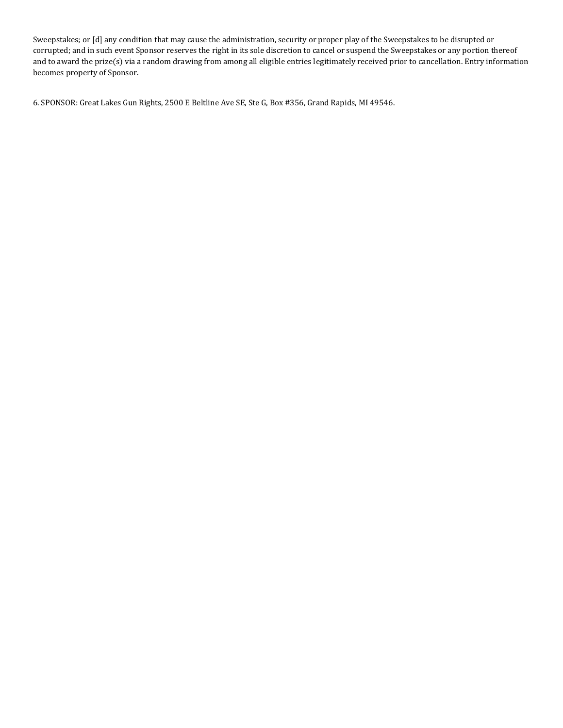Sweepstakes; or [d] any condition that may cause the administration, security or proper play of the Sweepstakes to be disrupted or corrupted; and in such event Sponsor reserves the right in its sole discretion to cancel or suspend the Sweepstakes or any portion thereof and to award the prize(s) via a random drawing from among all eligible entries legitimately received prior to cancellation. Entry information becomes property of Sponsor.

6. SPONSOR: Great Lakes Gun Rights, 2500 E Beltline Ave SE, Ste G, Box #356, Grand Rapids, MI 49546.